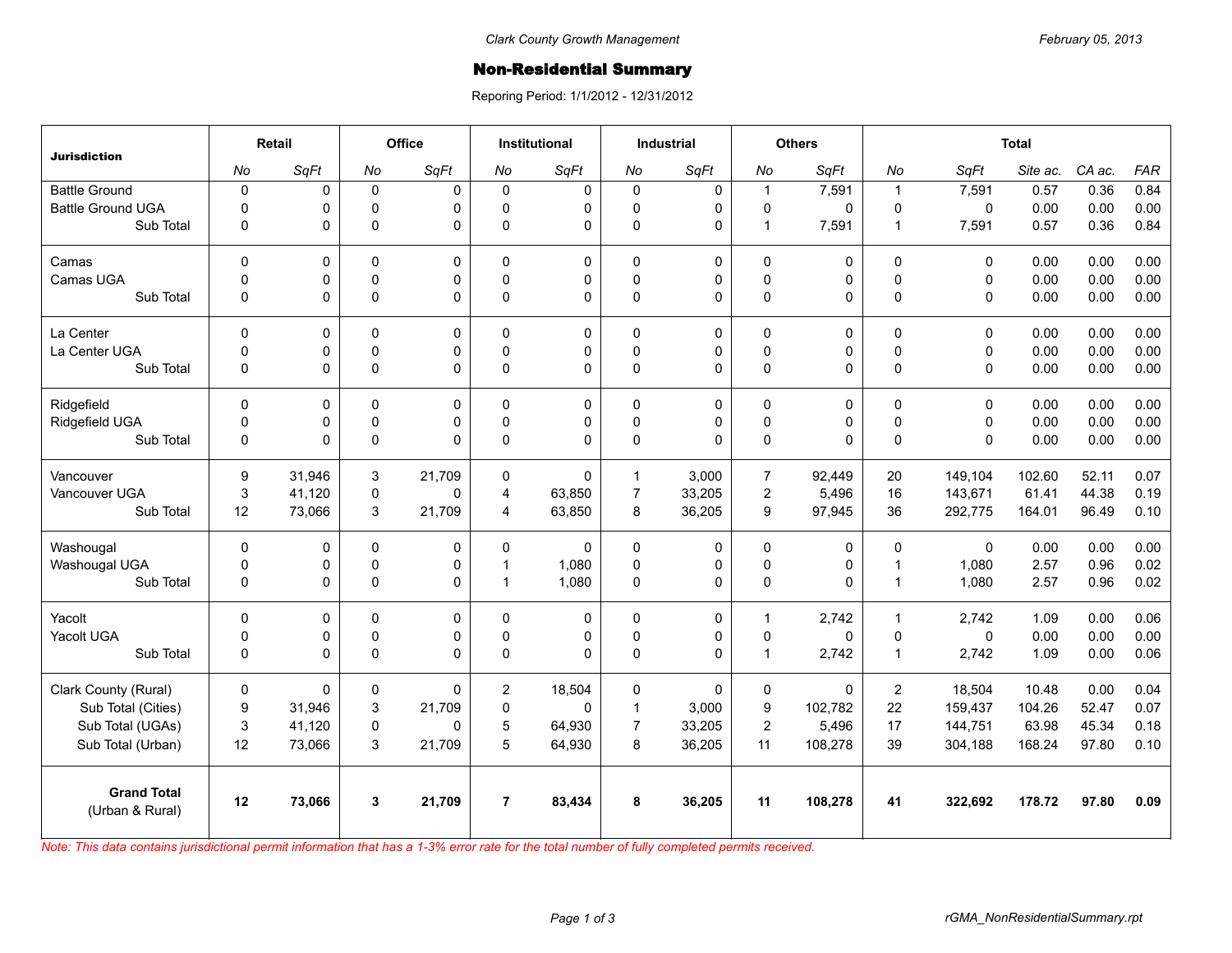Clark County Growth Management

February 05, 2013

# Non-Residential Summary

Reporing Period: 1/1/2012 - 12/31/2012

| Jurisdiction | Retail | | Office | | Institutional | | Industrial | | Others | | Total | | | | |
|---|---|---|---|---|---|---|---|---|---|---|---|---|---|---|---|
| | *No* | *SqFt* | *No* | *SqFt* | *No* | *SqFt* | *No* | *SqFt* | *No* | *SqFt* | *No* | *SqFt* | *Site ac.* | *CA ac.* | *FAR* |
| Battle Ground | 0 | 0 | 0 | 0 | 0 | 0 | 0 | 0 | 1 | 7,591 | 1 | 7,591 | 0.57 | 0.36 | 0.84 |
| Battle Ground UGA | 0 | 0 | 0 | 0 | 0 | 0 | 0 | 0 | 0 | 0 | 0 | 0 | 0.00 | 0.00 | 0.00 |
| Sub Total | 0 | 0 | 0 | 0 | 0 | 0 | 0 | 0 | 1 | 7,591 | 1 | 7,591 | 0.57 | 0.36 | 0.84 |
| Camas | 0 | 0 | 0 | 0 | 0 | 0 | 0 | 0 | 0 | 0 | 0 | 0 | 0.00 | 0.00 | 0.00 |
| Camas UGA | 0 | 0 | 0 | 0 | 0 | 0 | 0 | 0 | 0 | 0 | 0 | 0 | 0.00 | 0.00 | 0.00 |
| Sub Total | 0 | 0 | 0 | 0 | 0 | 0 | 0 | 0 | 0 | 0 | 0 | 0 | 0.00 | 0.00 | 0.00 |
| La Center | 0 | 0 | 0 | 0 | 0 | 0 | 0 | 0 | 0 | 0 | 0 | 0 | 0.00 | 0.00 | 0.00 |
| La Center UGA | 0 | 0 | 0 | 0 | 0 | 0 | 0 | 0 | 0 | 0 | 0 | 0 | 0.00 | 0.00 | 0.00 |
| Sub Total | 0 | 0 | 0 | 0 | 0 | 0 | 0 | 0 | 0 | 0 | 0 | 0 | 0.00 | 0.00 | 0.00 |
| Ridgefield | 0 | 0 | 0 | 0 | 0 | 0 | 0 | 0 | 0 | 0 | 0 | 0 | 0.00 | 0.00 | 0.00 |
| Ridgefield UGA | 0 | 0 | 0 | 0 | 0 | 0 | 0 | 0 | 0 | 0 | 0 | 0 | 0.00 | 0.00 | 0.00 |
| Sub Total | 0 | 0 | 0 | 0 | 0 | 0 | 0 | 0 | 0 | 0 | 0 | 0 | 0.00 | 0.00 | 0.00 |
| Vancouver | 9 | 31,946 | 3 | 21,709 | 0 | 0 | 1 | 3,000 | 7 | 92,449 | 20 | 149,104 | 102.60 | 52.11 | 0.07 |
| Vancouver UGA | 3 | 41,120 | 0 | 0 | 4 | 63,850 | 7 | 33,205 | 2 | 5,496 | 16 | 143,671 | 61.41 | 44.38 | 0.19 |
| Sub Total | 12 | 73,066 | 3 | 21,709 | 4 | 63,850 | 8 | 36,205 | 9 | 97,945 | 36 | 292,775 | 164.01 | 96.49 | 0.10 |
| Washougal | 0 | 0 | 0 | 0 | 0 | 0 | 0 | 0 | 0 | 0 | 0 | 0 | 0.00 | 0.00 | 0.00 |
| Washougal UGA | 0 | 0 | 0 | 0 | 1 | 1,080 | 0 | 0 | 0 | 0 | 1 | 1,080 | 2.57 | 0.96 | 0.02 |
| Sub Total | 0 | 0 | 0 | 0 | 1 | 1,080 | 0 | 0 | 0 | 0 | 1 | 1,080 | 2.57 | 0.96 | 0.02 |
| Yacolt | 0 | 0 | 0 | 0 | 0 | 0 | 0 | 0 | 1 | 2,742 | 1 | 2,742 | 1.09 | 0.00 | 0.06 |
| Yacolt UGA | 0 | 0 | 0 | 0 | 0 | 0 | 0 | 0 | 0 | 0 | 0 | 0 | 0.00 | 0.00 | 0.00 |
| Sub Total | 0 | 0 | 0 | 0 | 0 | 0 | 0 | 0 | 1 | 2,742 | 1 | 2,742 | 1.09 | 0.00 | 0.06 |
| Clark County (Rural) | 0 | 0 | 0 | 0 | 2 | 18,504 | 0 | 0 | 0 | 0 | 2 | 18,504 | 10.48 | 0.00 | 0.04 |
| Sub Total (Cities) | 9 | 31,946 | 3 | 21,709 | 0 | 0 | 1 | 3,000 | 9 | 102,782 | 22 | 159,437 | 104.26 | 52.47 | 0.07 |
| Sub Total (UGAs) | 3 | 41,120 | 0 | 0 | 5 | 64,930 | 7 | 33,205 | 2 | 5,496 | 17 | 144,751 | 63.98 | 45.34 | 0.18 |
| Sub Total (Urban) | 12 | 73,066 | 3 | 21,709 | 5 | 64,930 | 8 | 36,205 | 11 | 108,278 | 39 | 304,188 | 168.24 | 97.80 | 0.10 |
| **Grand Total** (Urban & Rural) | **12** | **73,066** | **3** | **21,709** | **7** | **83,434** | **8** | **36,205** | **11** | **108,278** | **41** | **322,692** | **178.72** | **97.80** | **0.09** |

*Note: This data contains jurisdictional permit information that has a 1-3% error rate for the total number of fully completed permits received.*

rGMA_NonResidentialSummary.rpt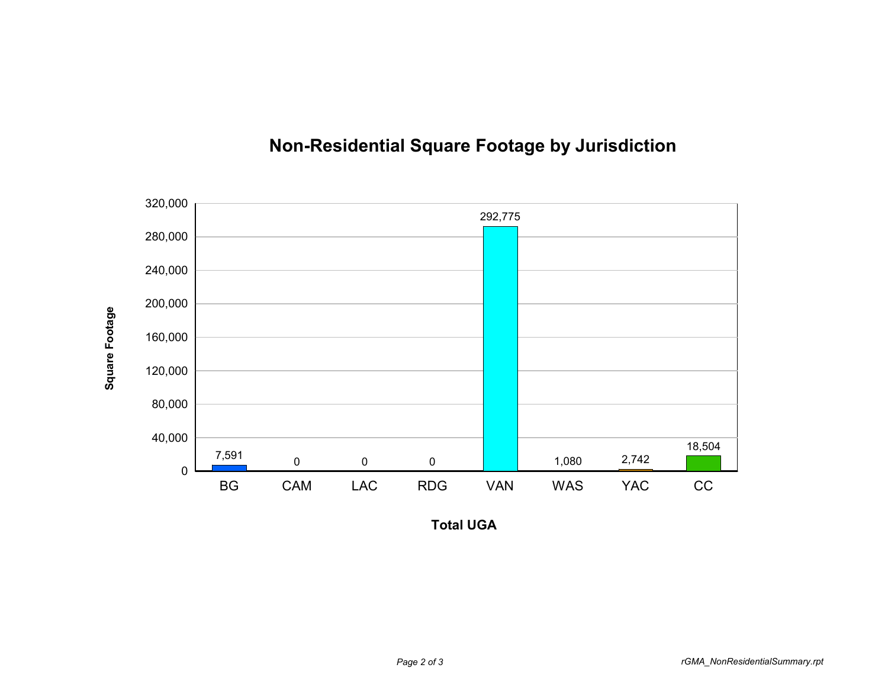# Non-Residential Square Footage by Jurisdiction

| Total UGA | Square Footage |
|---|---|
| BG | 7,591 |
| CAM | 0 |
| LAC | 0 |
| RDG | 0 |
| VAN | 292,775 |
| WAS | 1,080 |
| YAC | 2,742 |
| CC | 18,504 |

rGMA_NonResidentialSummary.rpt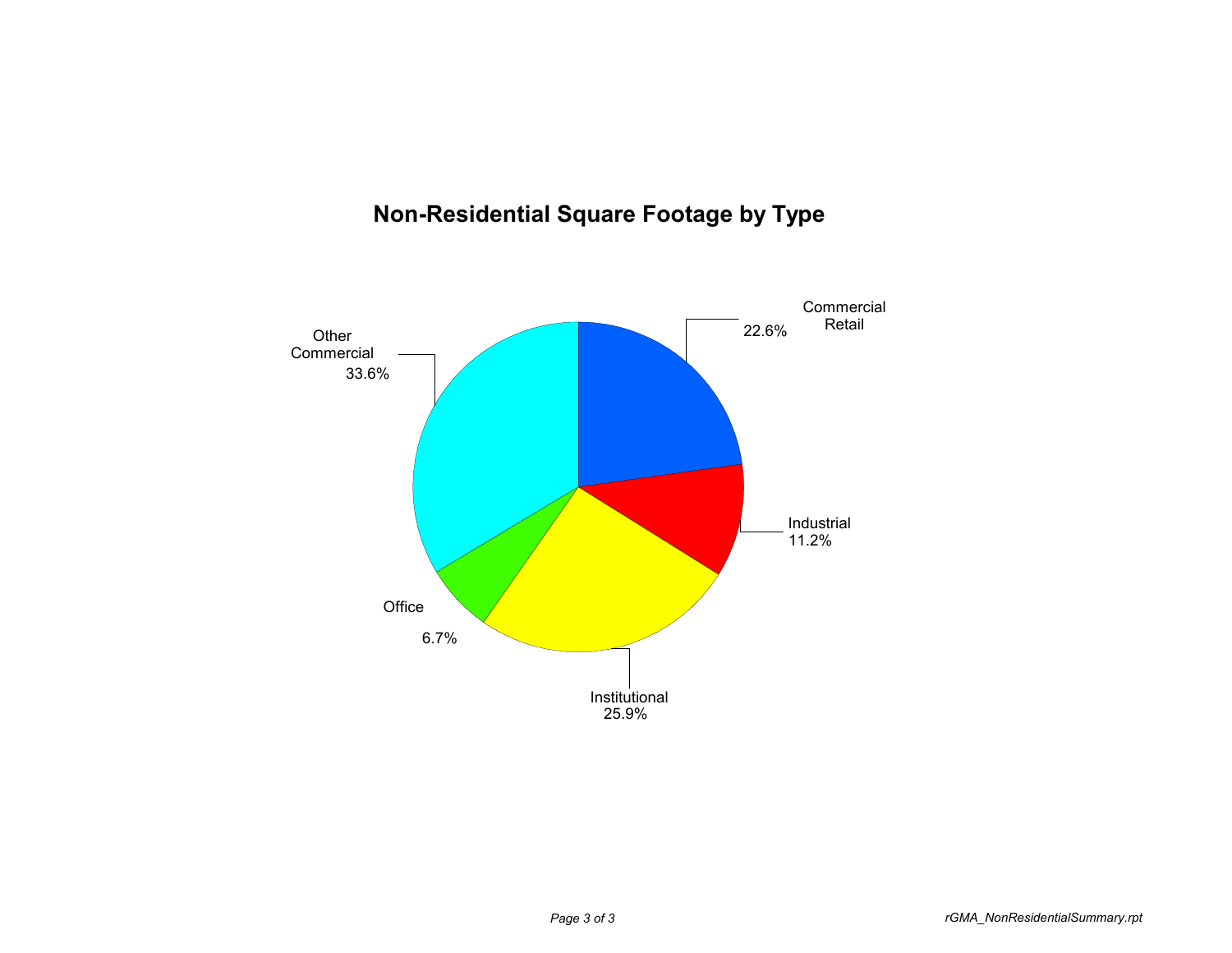## Non-Residential Square Footage by Type

Commercial Retail 22.6%

Industrial 11.2%

Institutional 25.9%

Office 6.7%

Other Commercial 33.6%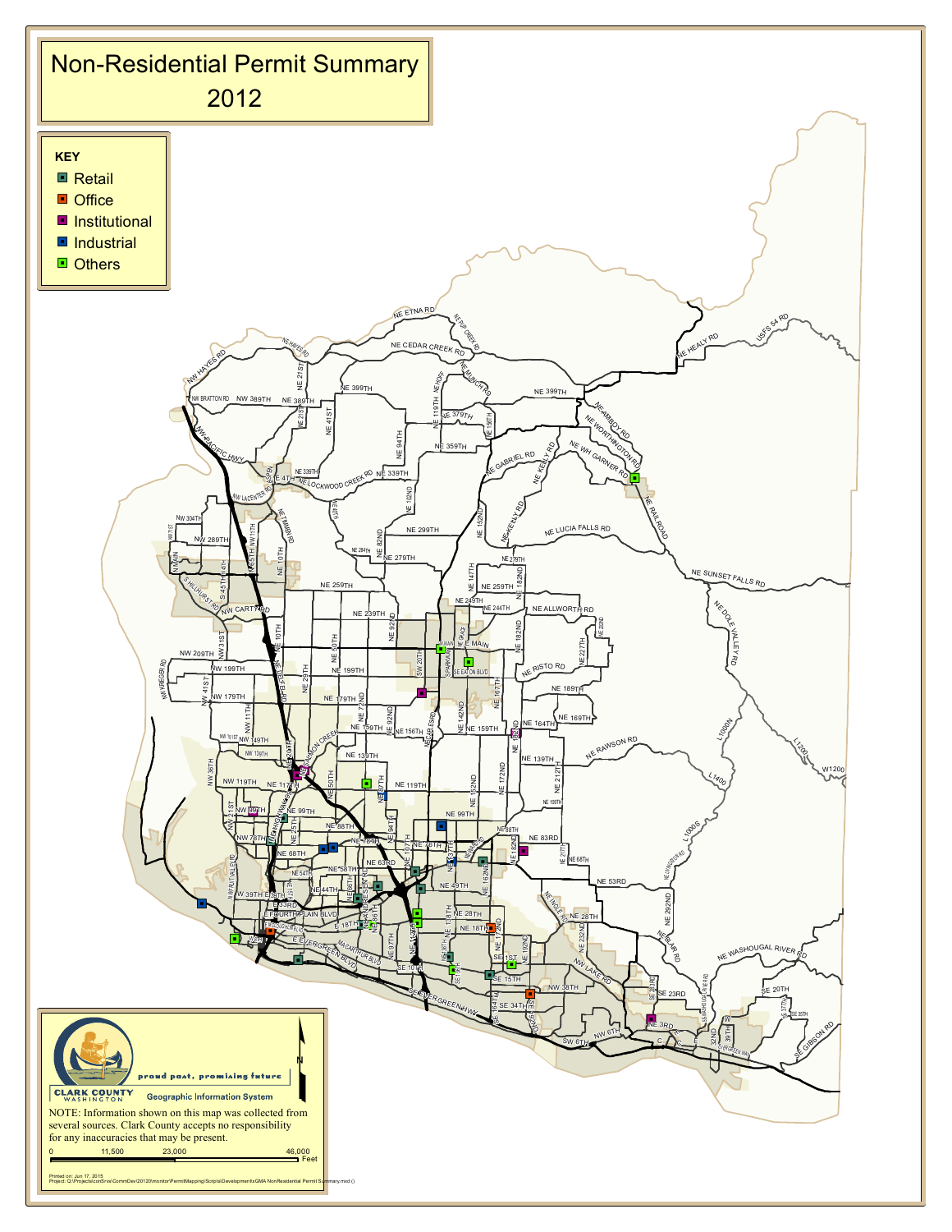# Non-Residential Permit Summary 2012

**KEY**

- Retail
- Office
- Institutional
- Industrial
- Others

CLARK COUNTY WASHINGTON

proud past, promising future

Geographic Information System

NOTE: Information shown on this map was collected from several sources. Clark County accepts no responsibility for any inaccuracies that may be present.

0 11,500 23,000 46,000 Feet

Printed on: Jun 17, 2015
Project: Q:\Projects\ccon\Srvs\CommDev\20120\monitor\PermitMapping\Scripts\Developments\GMA NonResidential Permit Summary.mxd ()